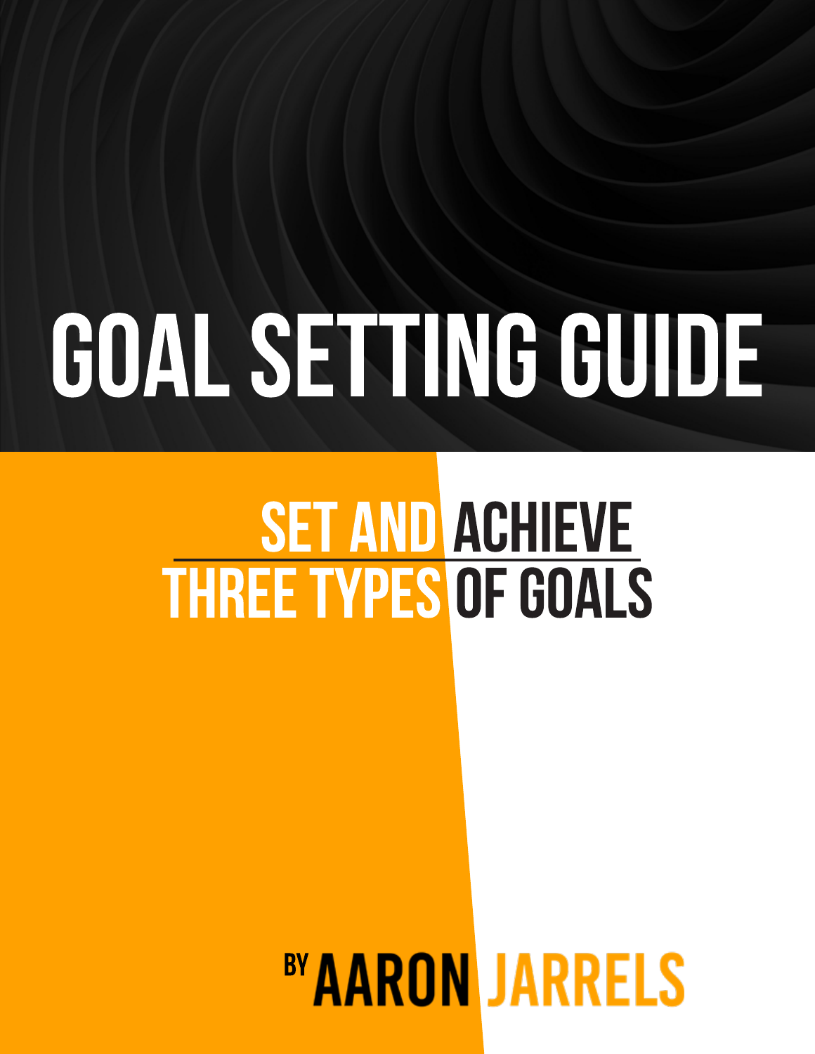# GOAL SETTING GUIDE

## SET AND ACHIEVE THREE TYPES OF GOALS

BY AARON JARRELS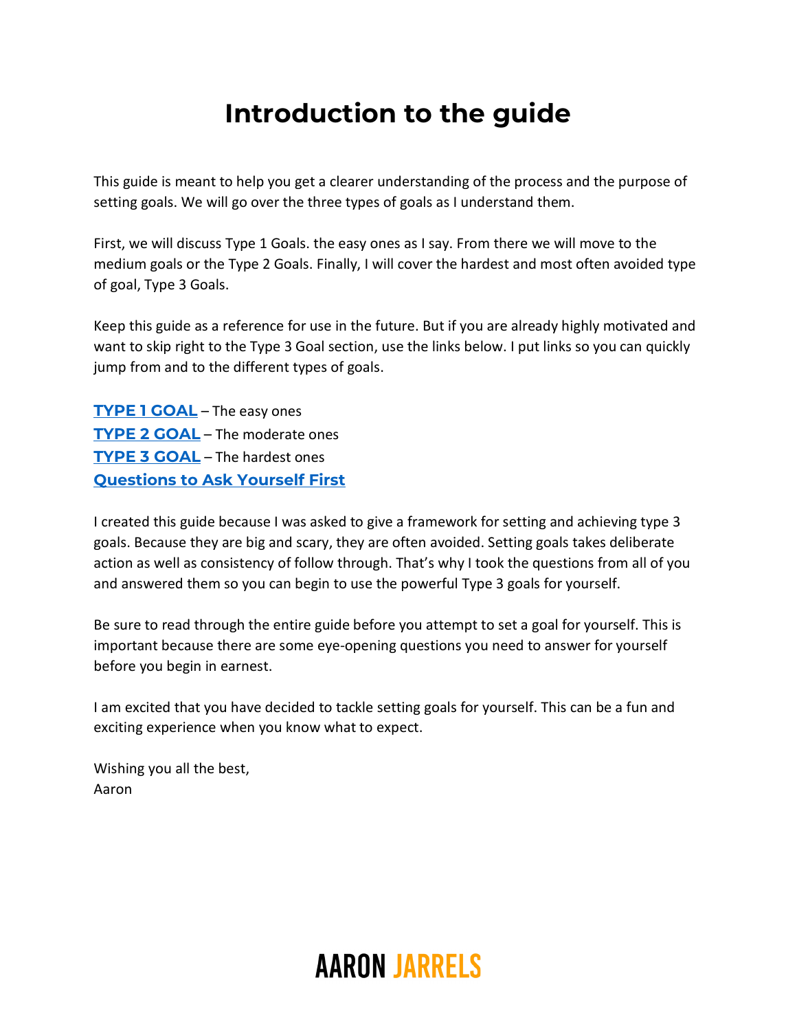# Introduction to the guide

This guide is meant to help you get a clearer understanding of the process and the purpose of setting goals. We will go over the three types of goals as I understand them.

First, we will discuss Type 1 Goals. the easy ones as I say. From there we will move to the medium goals or the Type 2 Goals. Finally, I will cover the hardest and most often avoided type of goal, Type 3 Goals.

Keep this guide as a reference for use in the future. But if you are already highly motivated and want to skip right to the Type 3 Goal section, use the links below. I put links so you can quickly jump from and to the different types of goals.

**TYPE 1 GOAL** – The easy ones
**TYPE 2 GOAL** – The moderate ones
**TYPE 3 GOAL** – The hardest ones
**Questions to Ask Yourself First**

I created this guide because I was asked to give a framework for setting and achieving type 3 goals. Because they are big and scary, they are often avoided. Setting goals takes deliberate action as well as consistency of follow through. That's why I took the questions from all of you and answered them so you can begin to use the powerful Type 3 goals for yourself.

Be sure to read through the entire guide before you attempt to set a goal for yourself. This is important because there are some eye-opening questions you need to answer for yourself before you begin in earnest.

I am excited that you have decided to tackle setting goals for yourself. This can be a fun and exciting experience when you know what to expect.

Wishing you all the best,
Aaron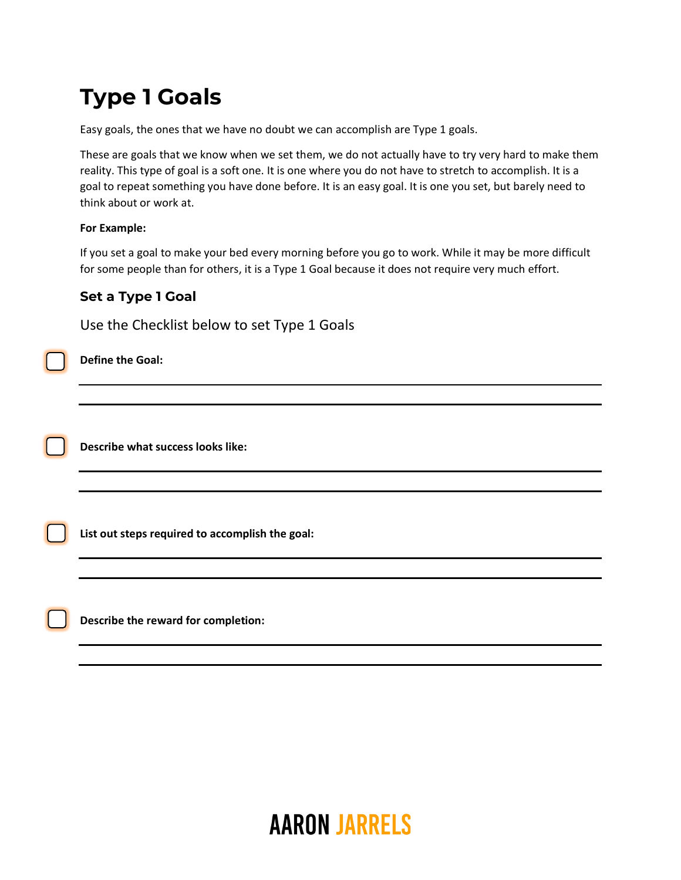# Type 1 Goals

Easy goals, the ones that we have no doubt we can accomplish are Type 1 goals.

These are goals that we know when we set them, we do not actually have to try very hard to make them reality. This type of goal is a soft one. It is one where you do not have to stretch to accomplish. It is a goal to repeat something you have done before. It is an easy goal. It is one you set, but barely need to think about or work at.

**For Example:**

If you set a goal to make your bed every morning before you go to work. While it may be more difficult for some people than for others, it is a Type 1 Goal because it does not require very much effort.

### Set a Type 1 Goal

Use the Checklist below to set Type 1 Goals

- [ ] **Define the Goal:**

\_\_\_\_\_\_\_\_\_\_\_\_\_\_\_\_\_\_\_\_\_\_\_\_\_\_\_\_\_\_\_\_\_\_\_\_\_\_\_\_

\_\_\_\_\_\_\_\_\_\_\_\_\_\_\_\_\_\_\_\_\_\_\_\_\_\_\_\_\_\_\_\_\_\_\_\_\_\_\_\_

- [ ] **Describe what success looks like:**

\_\_\_\_\_\_\_\_\_\_\_\_\_\_\_\_\_\_\_\_\_\_\_\_\_\_\_\_\_\_\_\_\_\_\_\_\_\_\_\_

\_\_\_\_\_\_\_\_\_\_\_\_\_\_\_\_\_\_\_\_\_\_\_\_\_\_\_\_\_\_\_\_\_\_\_\_\_\_\_\_

- [ ] **List out steps required to accomplish the goal:**

\_\_\_\_\_\_\_\_\_\_\_\_\_\_\_\_\_\_\_\_\_\_\_\_\_\_\_\_\_\_\_\_\_\_\_\_\_\_\_\_

\_\_\_\_\_\_\_\_\_\_\_\_\_\_\_\_\_\_\_\_\_\_\_\_\_\_\_\_\_\_\_\_\_\_\_\_\_\_\_\_

- [ ] **Describe the reward for completion:**

\_\_\_\_\_\_\_\_\_\_\_\_\_\_\_\_\_\_\_\_\_\_\_\_\_\_\_\_\_\_\_\_\_\_\_\_\_\_\_\_

\_\_\_\_\_\_\_\_\_\_\_\_\_\_\_\_\_\_\_\_\_\_\_\_\_\_\_\_\_\_\_\_\_\_\_\_\_\_\_\_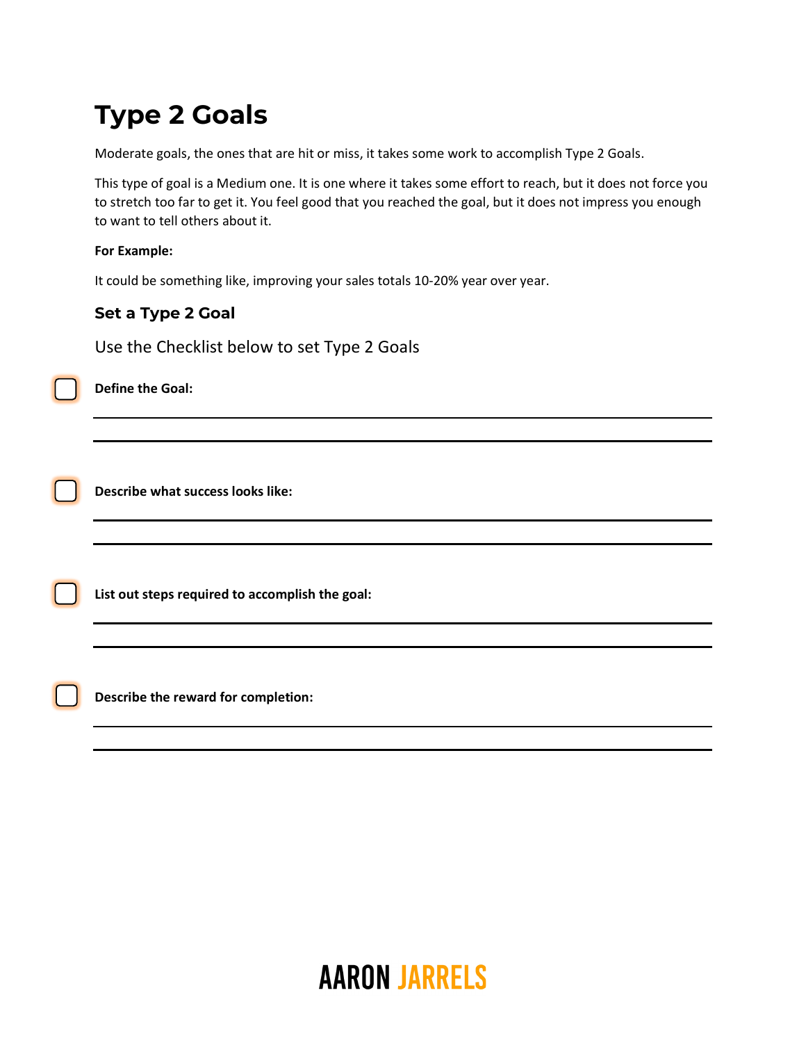# Type 2 Goals

Moderate goals, the ones that are hit or miss, it takes some work to accomplish Type 2 Goals.

This type of goal is a Medium one. It is one where it takes some effort to reach, but it does not force you to stretch too far to get it. You feel good that you reached the goal, but it does not impress you enough to want to tell others about it.

**For Example:**

It could be something like, improving your sales totals 10-20% year over year.

## Set a Type 2 Goal

Use the Checklist below to set Type 2 Goals

- [ ] **Define the Goal:**

___________________________________________

___________________________________________

- [ ] **Describe what success looks like:**

___________________________________________

___________________________________________

- [ ] **List out steps required to accomplish the goal:**

___________________________________________

___________________________________________

- [ ] **Describe the reward for completion:**

___________________________________________

___________________________________________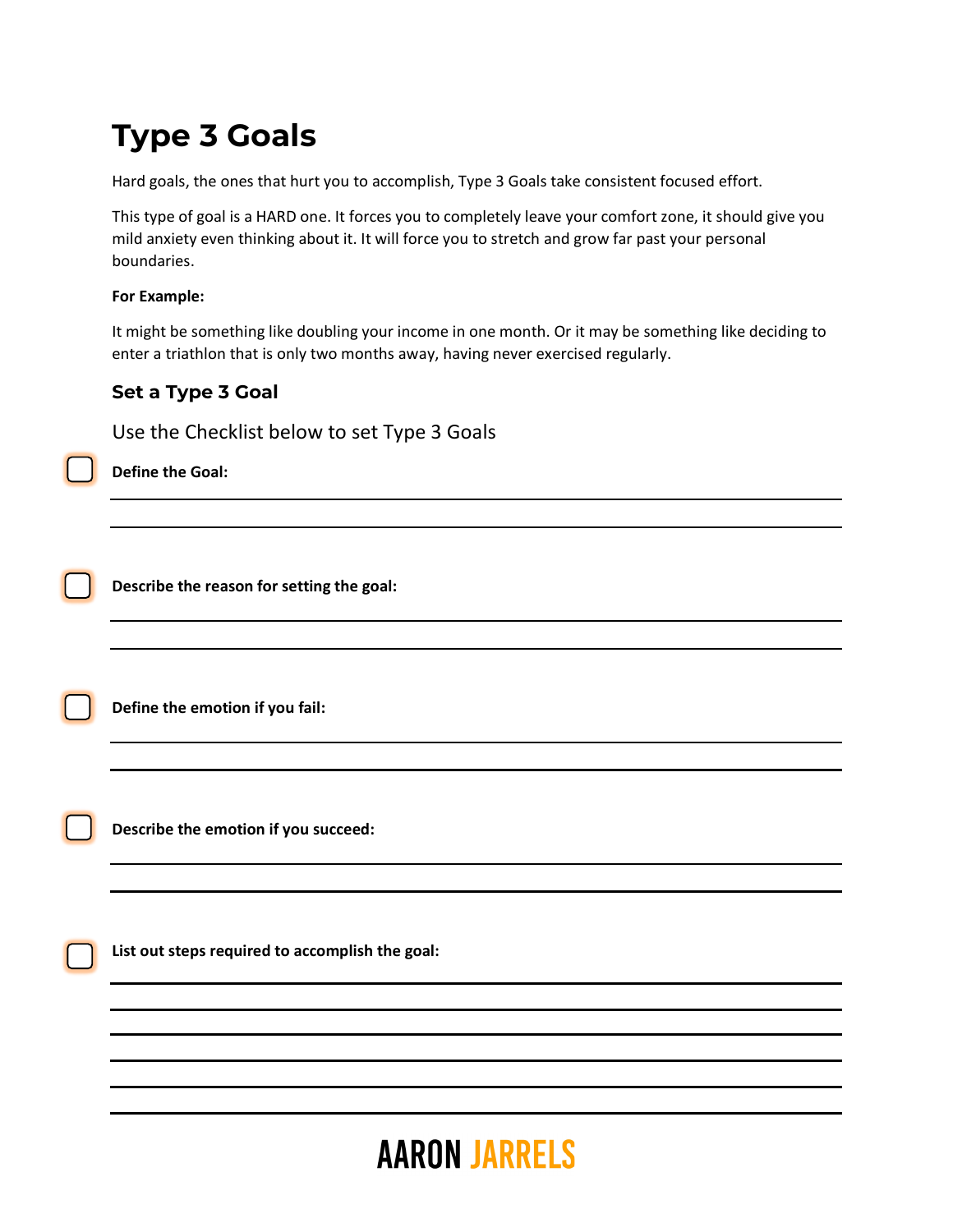# Type 3 Goals

Hard goals, the ones that hurt you to accomplish, Type 3 Goals take consistent focused effort.

This type of goal is a HARD one. It forces you to completely leave your comfort zone, it should give you mild anxiety even thinking about it. It will force you to stretch and grow far past your personal boundaries.

**For Example:**

It might be something like doubling your income in one month. Or it may be something like deciding to enter a triathlon that is only two months away, having never exercised regularly.

## Set a Type 3 Goal

Use the Checklist below to set Type 3 Goals

- [ ] **Define the Goal:**

______________________________________________

______________________________________________

- [ ] **Describe the reason for setting the goal:**

______________________________________________

______________________________________________

- [ ] **Define the emotion if you fail:**

______________________________________________

______________________________________________

- [ ] **Describe the emotion if you succeed:**

______________________________________________

______________________________________________

- [ ] **List out steps required to accomplish the goal:**

______________________________________________

______________________________________________

______________________________________________

______________________________________________

______________________________________________

______________________________________________

AARON JARRELS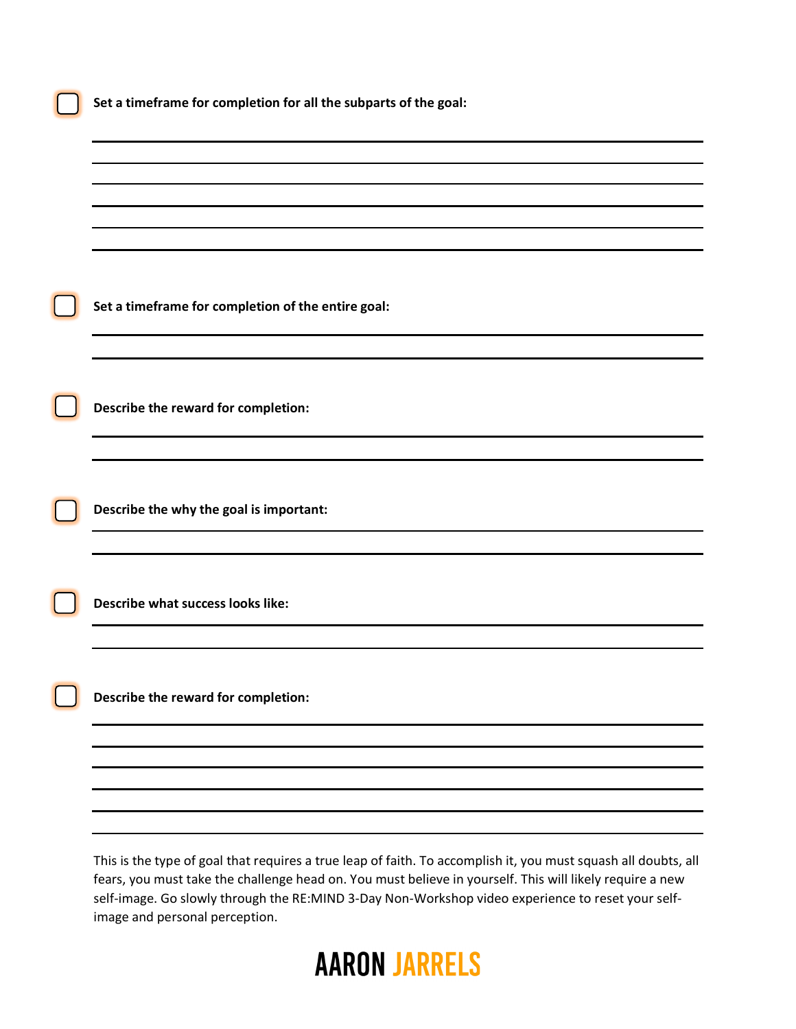- [ ] **Set a timeframe for completion for all the subparts of the goal:**

\_\_\_\_\_\_\_\_\_\_\_\_\_\_\_\_\_\_\_\_\_\_\_\_\_\_\_\_\_\_\_\_\_\_\_\_\_\_\_\_\_\_\_\_\_\_\_\_\_\_\_\_\_\_\_\_\_\_\_\_

\_\_\_\_\_\_\_\_\_\_\_\_\_\_\_\_\_\_\_\_\_\_\_\_\_\_\_\_\_\_\_\_\_\_\_\_\_\_\_\_\_\_\_\_\_\_\_\_\_\_\_\_\_\_\_\_\_\_\_\_

\_\_\_\_\_\_\_\_\_\_\_\_\_\_\_\_\_\_\_\_\_\_\_\_\_\_\_\_\_\_\_\_\_\_\_\_\_\_\_\_\_\_\_\_\_\_\_\_\_\_\_\_\_\_\_\_\_\_\_\_

\_\_\_\_\_\_\_\_\_\_\_\_\_\_\_\_\_\_\_\_\_\_\_\_\_\_\_\_\_\_\_\_\_\_\_\_\_\_\_\_\_\_\_\_\_\_\_\_\_\_\_\_\_\_\_\_\_\_\_\_

\_\_\_\_\_\_\_\_\_\_\_\_\_\_\_\_\_\_\_\_\_\_\_\_\_\_\_\_\_\_\_\_\_\_\_\_\_\_\_\_\_\_\_\_\_\_\_\_\_\_\_\_\_\_\_\_\_\_\_\_

\_\_\_\_\_\_\_\_\_\_\_\_\_\_\_\_\_\_\_\_\_\_\_\_\_\_\_\_\_\_\_\_\_\_\_\_\_\_\_\_\_\_\_\_\_\_\_\_\_\_\_\_\_\_\_\_\_\_\_\_

- [ ] **Set a timeframe for completion of the entire goal:**

\_\_\_\_\_\_\_\_\_\_\_\_\_\_\_\_\_\_\_\_\_\_\_\_\_\_\_\_\_\_\_\_\_\_\_\_\_\_\_\_\_\_\_\_\_\_\_\_\_\_\_\_\_\_\_\_\_\_\_\_

\_\_\_\_\_\_\_\_\_\_\_\_\_\_\_\_\_\_\_\_\_\_\_\_\_\_\_\_\_\_\_\_\_\_\_\_\_\_\_\_\_\_\_\_\_\_\_\_\_\_\_\_\_\_\_\_\_\_\_\_

- [ ] **Describe the reward for completion:**

\_\_\_\_\_\_\_\_\_\_\_\_\_\_\_\_\_\_\_\_\_\_\_\_\_\_\_\_\_\_\_\_\_\_\_\_\_\_\_\_\_\_\_\_\_\_\_\_\_\_\_\_\_\_\_\_\_\_\_\_

\_\_\_\_\_\_\_\_\_\_\_\_\_\_\_\_\_\_\_\_\_\_\_\_\_\_\_\_\_\_\_\_\_\_\_\_\_\_\_\_\_\_\_\_\_\_\_\_\_\_\_\_\_\_\_\_\_\_\_\_

- [ ] **Describe the why the goal is important:**

\_\_\_\_\_\_\_\_\_\_\_\_\_\_\_\_\_\_\_\_\_\_\_\_\_\_\_\_\_\_\_\_\_\_\_\_\_\_\_\_\_\_\_\_\_\_\_\_\_\_\_\_\_\_\_\_\_\_\_\_

\_\_\_\_\_\_\_\_\_\_\_\_\_\_\_\_\_\_\_\_\_\_\_\_\_\_\_\_\_\_\_\_\_\_\_\_\_\_\_\_\_\_\_\_\_\_\_\_\_\_\_\_\_\_\_\_\_\_\_\_

- [ ] **Describe what success looks like:**

\_\_\_\_\_\_\_\_\_\_\_\_\_\_\_\_\_\_\_\_\_\_\_\_\_\_\_\_\_\_\_\_\_\_\_\_\_\_\_\_\_\_\_\_\_\_\_\_\_\_\_\_\_\_\_\_\_\_\_\_

\_\_\_\_\_\_\_\_\_\_\_\_\_\_\_\_\_\_\_\_\_\_\_\_\_\_\_\_\_\_\_\_\_\_\_\_\_\_\_\_\_\_\_\_\_\_\_\_\_\_\_\_\_\_\_\_\_\_\_\_

- [ ] **Describe the reward for completion:**

\_\_\_\_\_\_\_\_\_\_\_\_\_\_\_\_\_\_\_\_\_\_\_\_\_\_\_\_\_\_\_\_\_\_\_\_\_\_\_\_\_\_\_\_\_\_\_\_\_\_\_\_\_\_\_\_\_\_\_\_

\_\_\_\_\_\_\_\_\_\_\_\_\_\_\_\_\_\_\_\_\_\_\_\_\_\_\_\_\_\_\_\_\_\_\_\_\_\_\_\_\_\_\_\_\_\_\_\_\_\_\_\_\_\_\_\_\_\_\_\_

\_\_\_\_\_\_\_\_\_\_\_\_\_\_\_\_\_\_\_\_\_\_\_\_\_\_\_\_\_\_\_\_\_\_\_\_\_\_\_\_\_\_\_\_\_\_\_\_\_\_\_\_\_\_\_\_\_\_\_\_

\_\_\_\_\_\_\_\_\_\_\_\_\_\_\_\_\_\_\_\_\_\_\_\_\_\_\_\_\_\_\_\_\_\_\_\_\_\_\_\_\_\_\_\_\_\_\_\_\_\_\_\_\_\_\_\_\_\_\_\_

\_\_\_\_\_\_\_\_\_\_\_\_\_\_\_\_\_\_\_\_\_\_\_\_\_\_\_\_\_\_\_\_\_\_\_\_\_\_\_\_\_\_\_\_\_\_\_\_\_\_\_\_\_\_\_\_\_\_\_\_

\_\_\_\_\_\_\_\_\_\_\_\_\_\_\_\_\_\_\_\_\_\_\_\_\_\_\_\_\_\_\_\_\_\_\_\_\_\_\_\_\_\_\_\_\_\_\_\_\_\_\_\_\_\_\_\_\_\_\_\_

This is the type of goal that requires a true leap of faith. To accomplish it, you must squash all doubts, all fears, you must take the challenge head on. You must believe in yourself. This will likely require a new self-image. Go slowly through the RE:MIND 3-Day Non-Workshop video experience to reset your self-image and personal perception.

**AARON JARRELS**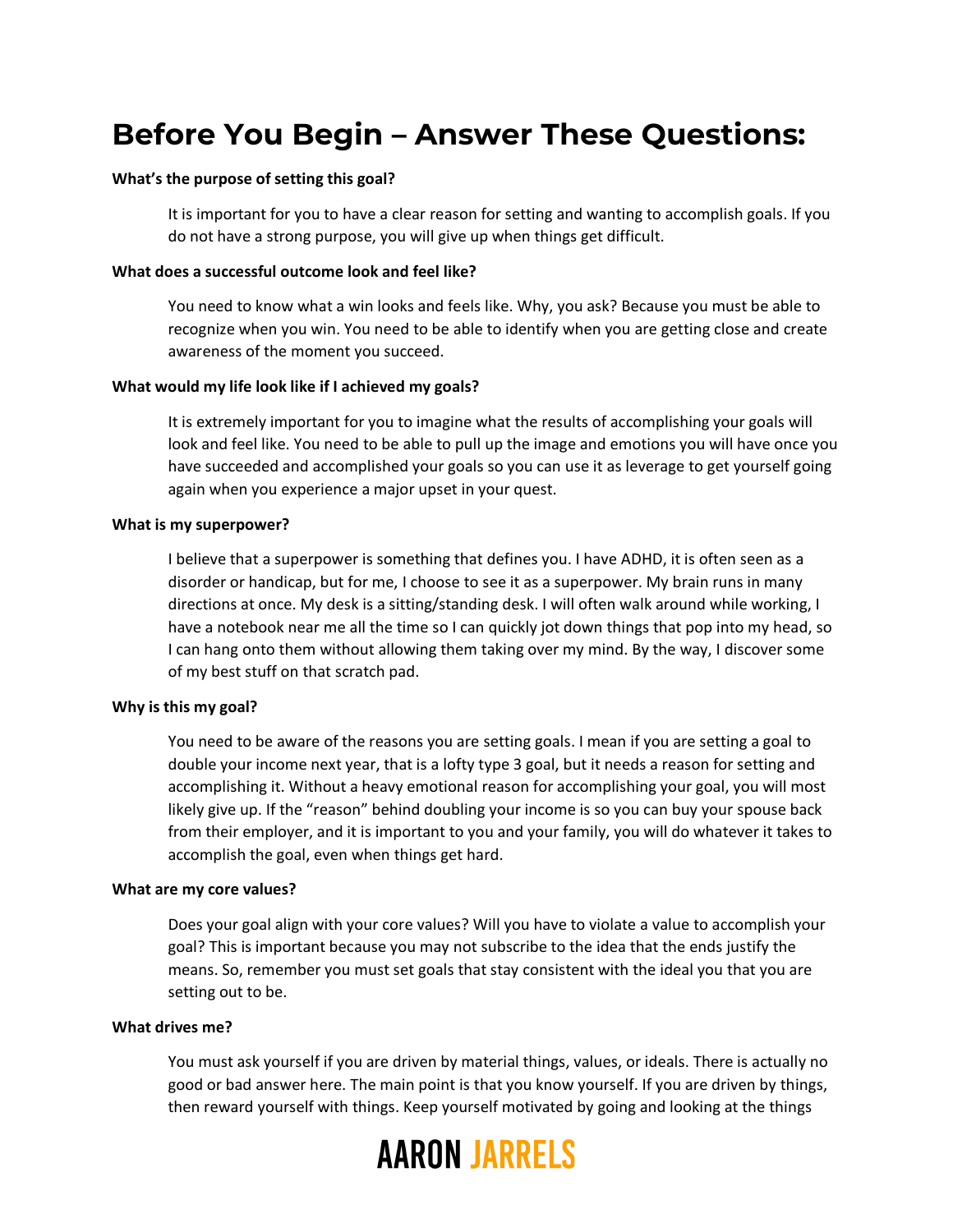# Before You Begin – Answer These Questions:

**What's the purpose of setting this goal?**

It is important for you to have a clear reason for setting and wanting to accomplish goals. If you do not have a strong purpose, you will give up when things get difficult.

**What does a successful outcome look and feel like?**

You need to know what a win looks and feels like. Why, you ask? Because you must be able to recognize when you win. You need to be able to identify when you are getting close and create awareness of the moment you succeed.

**What would my life look like if I achieved my goals?**

It is extremely important for you to imagine what the results of accomplishing your goals will look and feel like. You need to be able to pull up the image and emotions you will have once you have succeeded and accomplished your goals so you can use it as leverage to get yourself going again when you experience a major upset in your quest.

**What is my superpower?**

I believe that a superpower is something that defines you. I have ADHD, it is often seen as a disorder or handicap, but for me, I choose to see it as a superpower. My brain runs in many directions at once. My desk is a sitting/standing desk. I will often walk around while working, I have a notebook near me all the time so I can quickly jot down things that pop into my head, so I can hang onto them without allowing them taking over my mind. By the way, I discover some of my best stuff on that scratch pad.

**Why is this my goal?**

You need to be aware of the reasons you are setting goals. I mean if you are setting a goal to double your income next year, that is a lofty type 3 goal, but it needs a reason for setting and accomplishing it. Without a heavy emotional reason for accomplishing your goal, you will most likely give up. If the "reason" behind doubling your income is so you can buy your spouse back from their employer, and it is important to you and your family, you will do whatever it takes to accomplish the goal, even when things get hard.

**What are my core values?**

Does your goal align with your core values? Will you have to violate a value to accomplish your goal? This is important because you may not subscribe to the idea that the ends justify the means. So, remember you must set goals that stay consistent with the ideal you that you are setting out to be.

**What drives me?**

You must ask yourself if you are driven by material things, values, or ideals. There is actually no good or bad answer here. The main point is that you know yourself. If you are driven by things, then reward yourself with things. Keep yourself motivated by going and looking at the things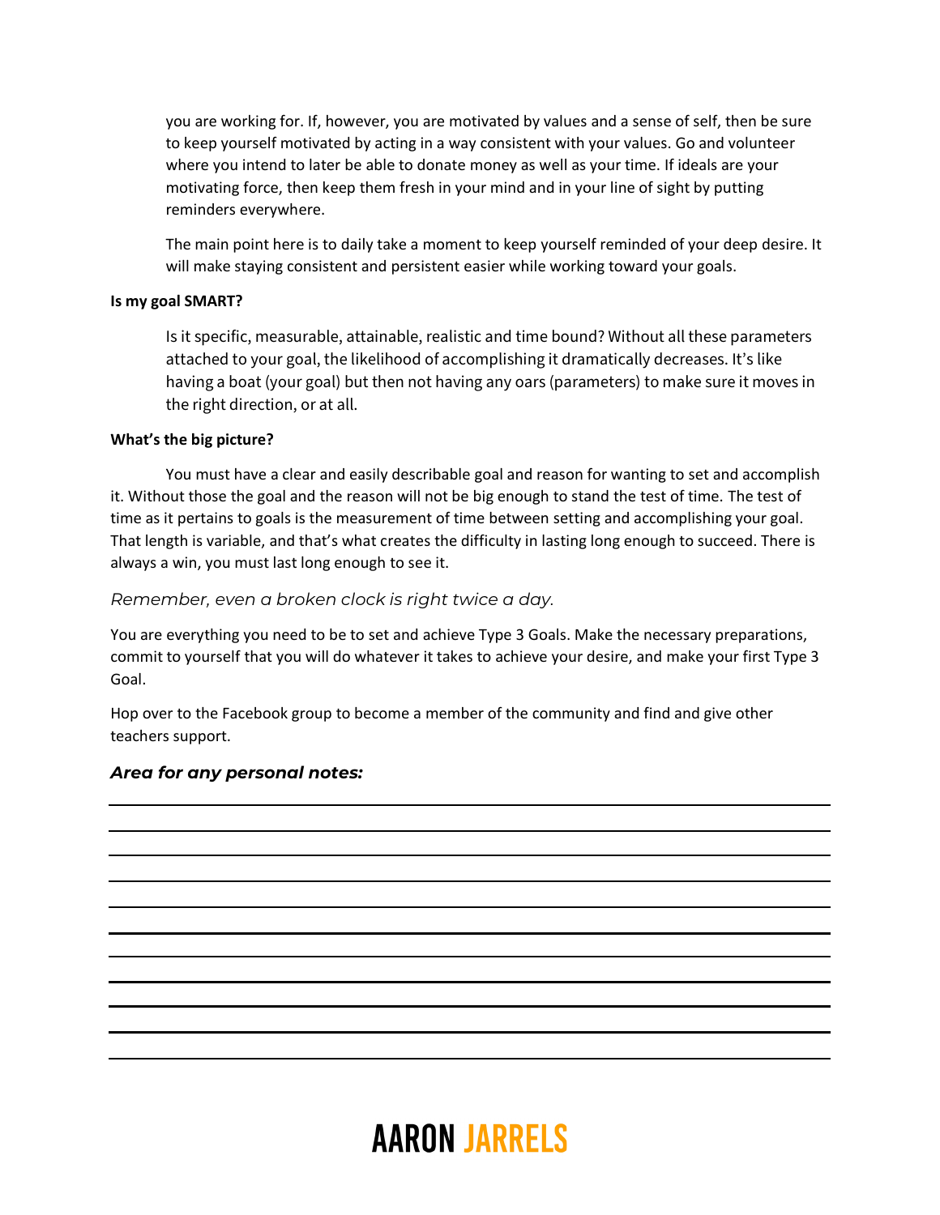you are working for. If, however, you are motivated by values and a sense of self, then be sure to keep yourself motivated by acting in a way consistent with your values. Go and volunteer where you intend to later be able to donate money as well as your time. If ideals are your motivating force, then keep them fresh in your mind and in your line of sight by putting reminders everywhere.

The main point here is to daily take a moment to keep yourself reminded of your deep desire. It will make staying consistent and persistent easier while working toward your goals.

**Is my goal SMART?**

Is it specific, measurable, attainable, realistic and time bound? Without all these parameters attached to your goal, the likelihood of accomplishing it dramatically decreases. It's like having a boat (your goal) but then not having any oars (parameters) to make sure it moves in the right direction, or at all.

**What's the big picture?**

You must have a clear and easily describable goal and reason for wanting to set and accomplish it. Without those the goal and the reason will not be big enough to stand the test of time. The test of time as it pertains to goals is the measurement of time between setting and accomplishing your goal. That length is variable, and that's what creates the difficulty in lasting long enough to succeed. There is always a win, you must last long enough to see it.

*Remember, even a broken clock is right twice a day.*

You are everything you need to be to set and achieve Type 3 Goals. Make the necessary preparations, commit to yourself that you will do whatever it takes to achieve your desire, and make your first Type 3 Goal.

Hop over to the Facebook group to become a member of the community and find and give other teachers support.

***Area for any personal notes:***

___________________________________________________________________________

___________________________________________________________________________

___________________________________________________________________________

___________________________________________________________________________

___________________________________________________________________________

___________________________________________________________________________

___________________________________________________________________________

___________________________________________________________________________

___________________________________________________________________________

___________________________________________________________________________

___________________________________________________________________________

AARON JARRELS